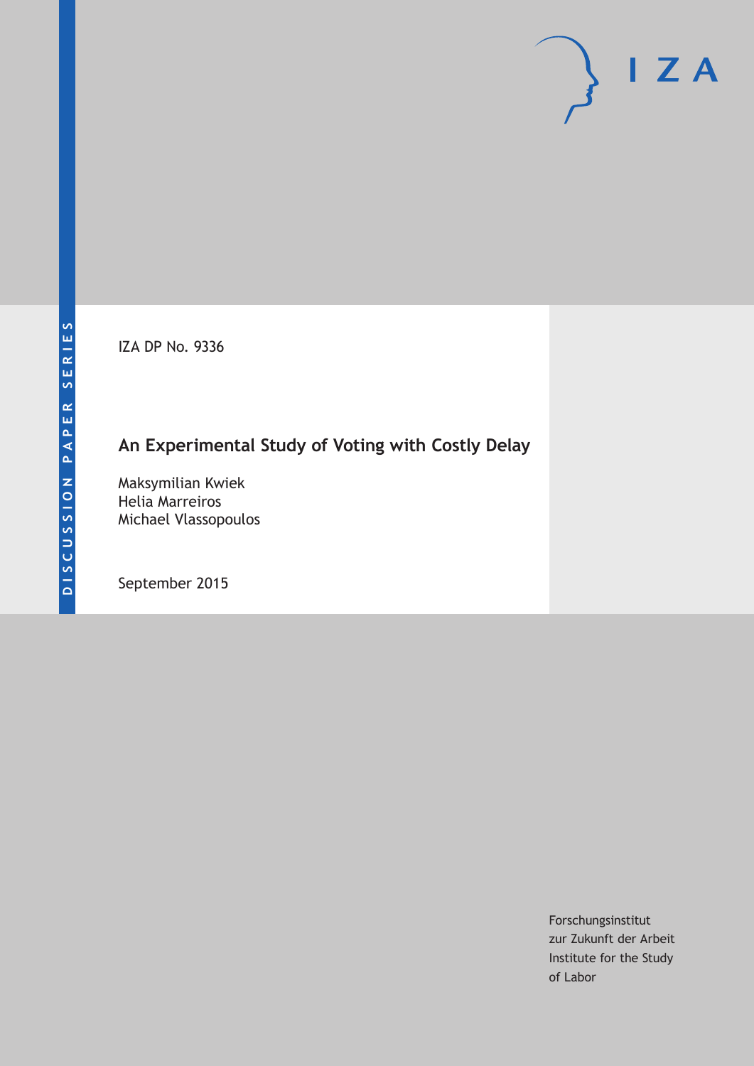DISCUSSION PAPER SERIES

IZA

IZA DP No. 9336

# An Experimental Study of Voting with Costly Delay

Maksymilian Kwiek
Helia Marreiros
Michael Vlassopoulos

September 2015

Forschungsinstitut
zur Zukunft der Arbeit
Institute for the Study
of Labor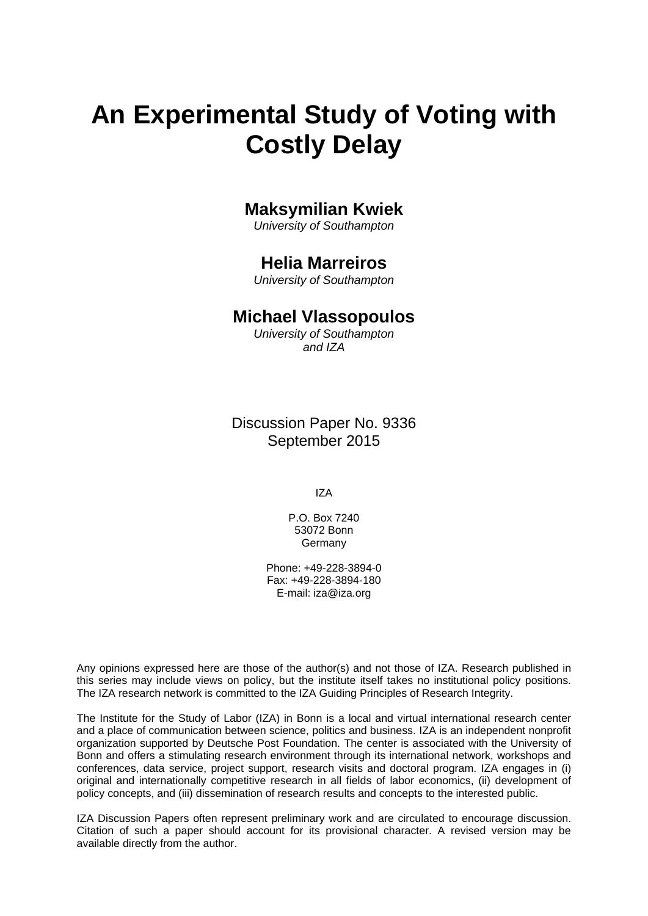# An Experimental Study of Voting with Costly Delay

**Maksymilian Kwiek**
*University of Southampton*

**Helia Marreiros**
*University of Southampton*

**Michael Vlassopoulos**
*University of Southampton and IZA*

Discussion Paper No. 9336
September 2015

IZA

P.O. Box 7240
53072 Bonn
Germany

Phone: +49-228-3894-0
Fax: +49-228-3894-180
E-mail: iza@iza.org

Any opinions expressed here are those of the author(s) and not those of IZA. Research published in this series may include views on policy, but the institute itself takes no institutional policy positions. The IZA research network is committed to the IZA Guiding Principles of Research Integrity.

The Institute for the Study of Labor (IZA) in Bonn is a local and virtual international research center and a place of communication between science, politics and business. IZA is an independent nonprofit organization supported by Deutsche Post Foundation. The center is associated with the University of Bonn and offers a stimulating research environment through its international network, workshops and conferences, data service, project support, research visits and doctoral program. IZA engages in (i) original and internationally competitive research in all fields of labor economics, (ii) development of policy concepts, and (iii) dissemination of research results and concepts to the interested public.

IZA Discussion Papers often represent preliminary work and are circulated to encourage discussion. Citation of such a paper should account for its provisional character. A revised version may be available directly from the author.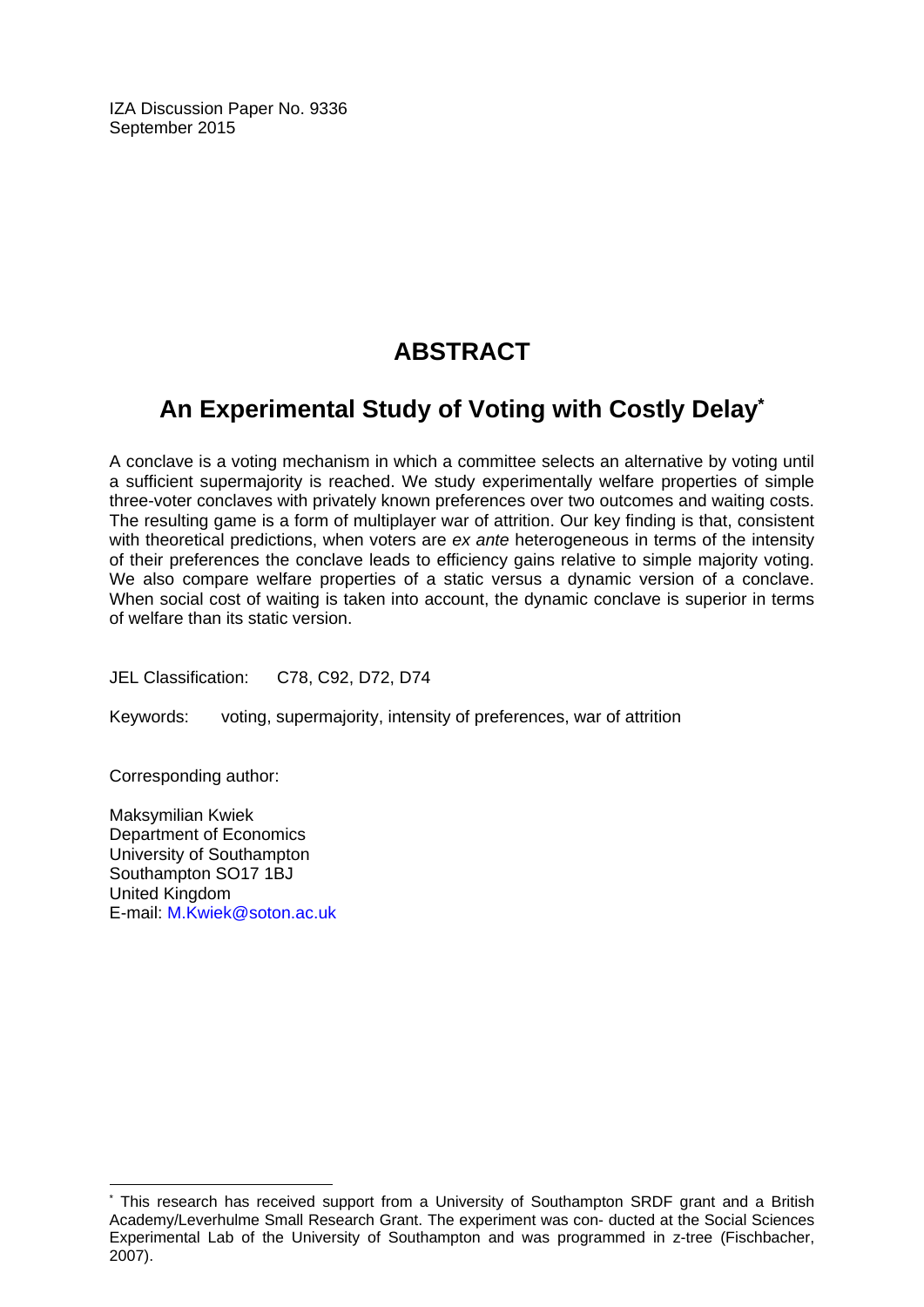IZA Discussion Paper No. 9336
September 2015

# ABSTRACT

## An Experimental Study of Voting with Costly Delay*

A conclave is a voting mechanism in which a committee selects an alternative by voting until a sufficient supermajority is reached. We study experimentally welfare properties of simple three-voter conclaves with privately known preferences over two outcomes and waiting costs. The resulting game is a form of multiplayer war of attrition. Our key finding is that, consistent with theoretical predictions, when voters are *ex ante* heterogeneous in terms of the intensity of their preferences the conclave leads to efficiency gains relative to simple majority voting. We also compare welfare properties of a static versus a dynamic version of a conclave. When social cost of waiting is taken into account, the dynamic conclave is superior in terms of welfare than its static version.

JEL Classification: C78, C92, D72, D74

Keywords: voting, supermajority, intensity of preferences, war of attrition

Corresponding author:

Maksymilian Kwiek
Department of Economics
University of Southampton
Southampton SO17 1BJ
United Kingdom
E-mail: M.Kwiek@soton.ac.uk

---

* This research has received support from a University of Southampton SRDF grant and a British Academy/Leverhulme Small Research Grant. The experiment was con- ducted at the Social Sciences Experimental Lab of the University of Southampton and was programmed in z-tree (Fischbacher, 2007).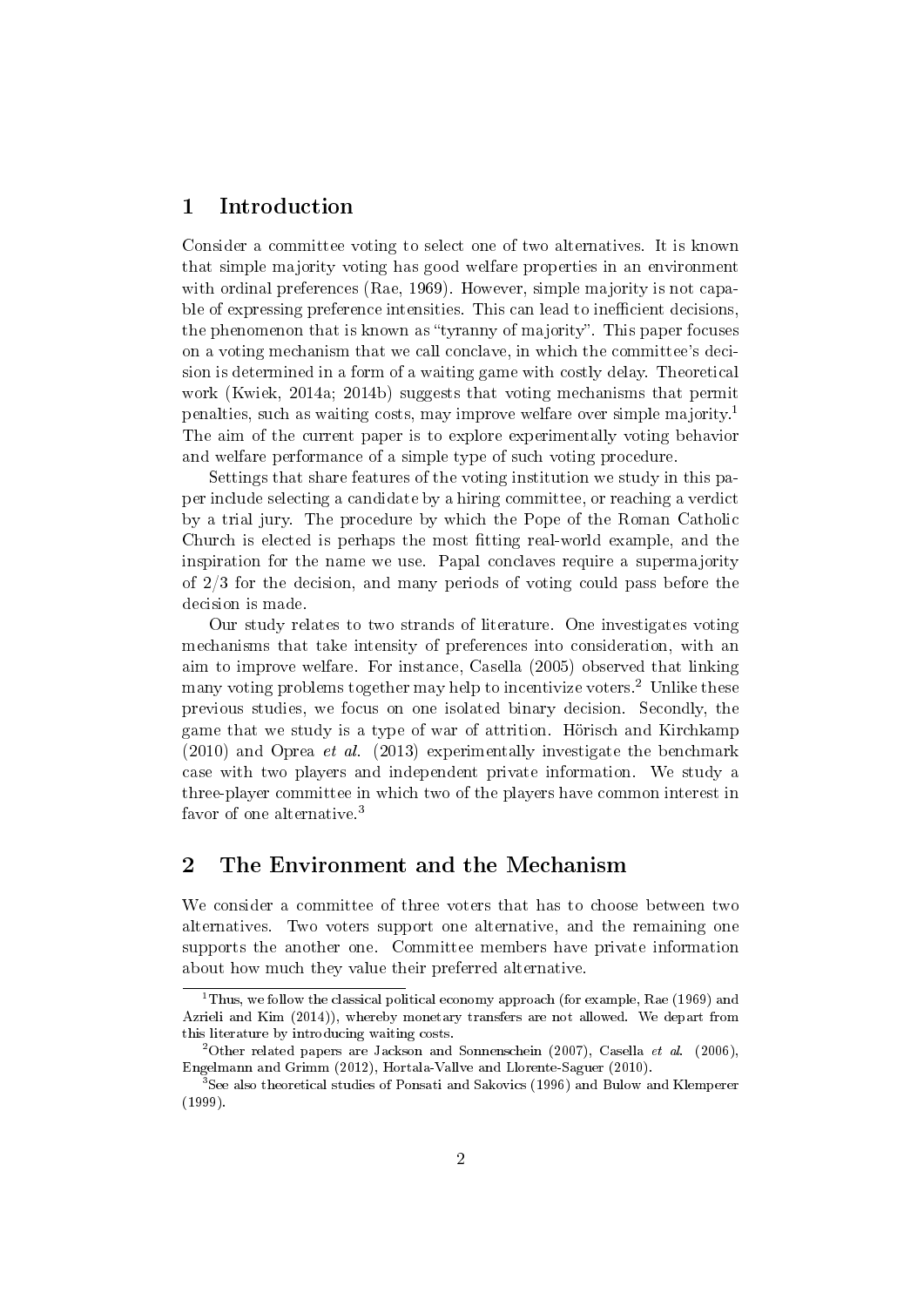## 1 Introduction

Consider a committee voting to select one of two alternatives. It is known that simple majority voting has good welfare properties in an environment with ordinal preferences (Rae, 1969). However, simple majority is not capable of expressing preference intensities. This can lead to inefficient decisions, the phenomenon that is known as "tyranny of majority". This paper focuses on a voting mechanism that we call conclave, in which the committee's decision is determined in a form of a waiting game with costly delay. Theoretical work (Kwiek, 2014a; 2014b) suggests that voting mechanisms that permit penalties, such as waiting costs, may improve welfare over simple majority.[1] The aim of the current paper is to explore experimentally voting behavior and welfare performance of a simple type of such voting procedure.

Settings that share features of the voting institution we study in this paper include selecting a candidate by a hiring committee, or reaching a verdict by a trial jury. The procedure by which the Pope of the Roman Catholic Church is elected is perhaps the most fitting real-world example, and the inspiration for the name we use. Papal conclaves require a supermajority of 2/3 for the decision, and many periods of voting could pass before the decision is made.

Our study relates to two strands of literature. One investigates voting mechanisms that take intensity of preferences into consideration, with an aim to improve welfare. For instance, Casella (2005) observed that linking many voting problems together may help to incentivize voters.[2] Unlike these previous studies, we focus on one isolated binary decision. Secondly, the game that we study is a type of war of attrition. Hörisch and Kirchkamp (2010) and Oprea *et al.* (2013) experimentally investigate the benchmark case with two players and independent private information. We study a three-player committee in which two of the players have common interest in favor of one alternative.[3]

## 2 The Environment and the Mechanism

We consider a committee of three voters that has to choose between two alternatives. Two voters support one alternative, and the remaining one supports the another one. Committee members have private information about how much they value their preferred alternative.

---

[1] Thus, we follow the classical political economy approach (for example, Rae (1969) and Azrieli and Kim (2014)), whereby monetary transfers are not allowed. We depart from this literature by introducing waiting costs.

[2] Other related papers are Jackson and Sonnenschein (2007), Casella *et al.* (2006), Engelmann and Grimm (2012), Hortala-Vallve and Llorente-Saguer (2010).

[3] See also theoretical studies of Ponsati and Sakovics (1996) and Bulow and Klemperer (1999).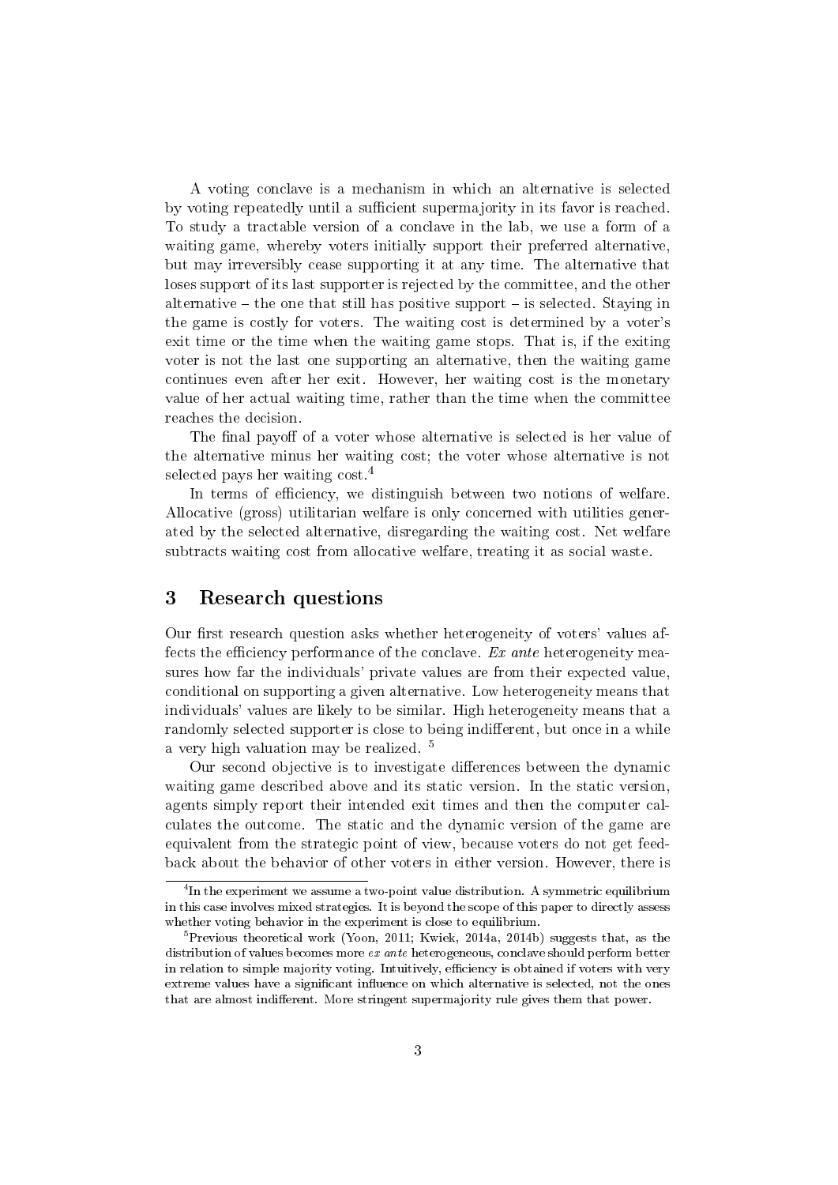A voting conclave is a mechanism in which an alternative is selected by voting repeatedly until a sufficient supermajority in its favor is reached. To study a tractable version of a conclave in the lab, we use a form of a waiting game, whereby voters initially support their preferred alternative, but may irreversibly cease supporting it at any time. The alternative that loses support of its last supporter is rejected by the committee, and the other alternative – the one that still has positive support – is selected. Staying in the game is costly for voters. The waiting cost is determined by a voter's exit time or the time when the waiting game stops. That is, if the exiting voter is not the last one supporting an alternative, then the waiting game continues even after her exit. However, her waiting cost is the monetary value of her actual waiting time, rather than the time when the committee reaches the decision.

The final payoff of a voter whose alternative is selected is her value of the alternative minus her waiting cost; the voter whose alternative is not selected pays her waiting cost.[4]

In terms of efficiency, we distinguish between two notions of welfare. Allocative (gross) utilitarian welfare is only concerned with utilities generated by the selected alternative, disregarding the waiting cost. Net welfare subtracts waiting cost from allocative welfare, treating it as social waste.

## 3 Research questions

Our first research question asks whether heterogeneity of voters' values affects the efficiency performance of the conclave. *Ex ante* heterogeneity measures how far the individuals' private values are from their expected value, conditional on supporting a given alternative. Low heterogeneity means that individuals' values are likely to be similar. High heterogeneity means that a randomly selected supporter is close to being indifferent, but once in a while a very high valuation may be realized. [5]

Our second objective is to investigate differences between the dynamic waiting game described above and its static version. In the static version, agents simply report their intended exit times and then the computer calculates the outcome. The static and the dynamic version of the game are equivalent from the strategic point of view, because voters do not get feedback about the behavior of other voters in either version. However, there is

---

[4] In the experiment we assume a two-point value distribution. A symmetric equilibrium in this case involves mixed strategies. It is beyond the scope of this paper to directly assess whether voting behavior in the experiment is close to equilibrium.

[5] Previous theoretical work (Yoon, 2011; Kwiek, 2014a, 2014b) suggests that, as the distribution of values becomes more *ex ante* heterogeneous, conclave should perform better in relation to simple majority voting. Intuitively, efficiency is obtained if voters with very extreme values have a significant influence on which alternative is selected, not the ones that are almost indifferent. More stringent supermajority rule gives them that power.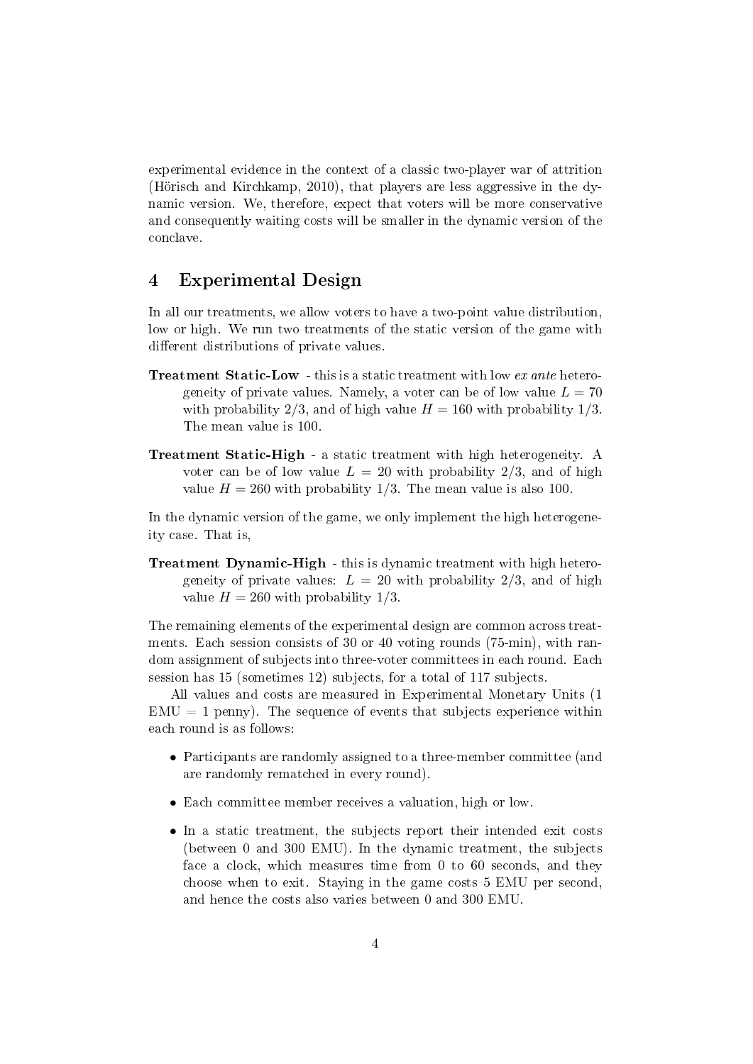experimental evidence in the context of a classic two-player war of attrition (Hörisch and Kirchkamp, 2010), that players are less aggressive in the dynamic version. We, therefore, expect that voters will be more conservative and consequently waiting costs will be smaller in the dynamic version of the conclave.

## 4 Experimental Design

In all our treatments, we allow voters to have a two-point value distribution, low or high. We run two treatments of the static version of the game with different distributions of private values.

**Treatment Static-Low** - this is a static treatment with low *ex ante* heterogeneity of private values. Namely, a voter can be of low value $L = 70$ with probability 2/3, and of high value $H = 160$ with probability 1/3. The mean value is 100.

**Treatment Static-High** - a static treatment with high heterogeneity. A voter can be of low value $L = 20$ with probability 2/3, and of high value $H = 260$ with probability 1/3. The mean value is also 100.

In the dynamic version of the game, we only implement the high heterogeneity case. That is,

**Treatment Dynamic-High** - this is dynamic treatment with high heterogeneity of private values: $L = 20$ with probability 2/3, and of high value $H = 260$ with probability 1/3.

The remaining elements of the experimental design are common across treatments. Each session consists of 30 or 40 voting rounds (75-min), with random assignment of subjects into three-voter committees in each round. Each session has 15 (sometimes 12) subjects, for a total of 117 subjects.

All values and costs are measured in Experimental Monetary Units (1 EMU = 1 penny). The sequence of events that subjects experience within each round is as follows:

- Participants are randomly assigned to a three-member committee (and are randomly rematched in every round).
- Each committee member receives a valuation, high or low.
- In a static treatment, the subjects report their intended exit costs (between 0 and 300 EMU). In the dynamic treatment, the subjects face a clock, which measures time from 0 to 60 seconds, and they choose when to exit. Staying in the game costs 5 EMU per second, and hence the costs also varies between 0 and 300 EMU.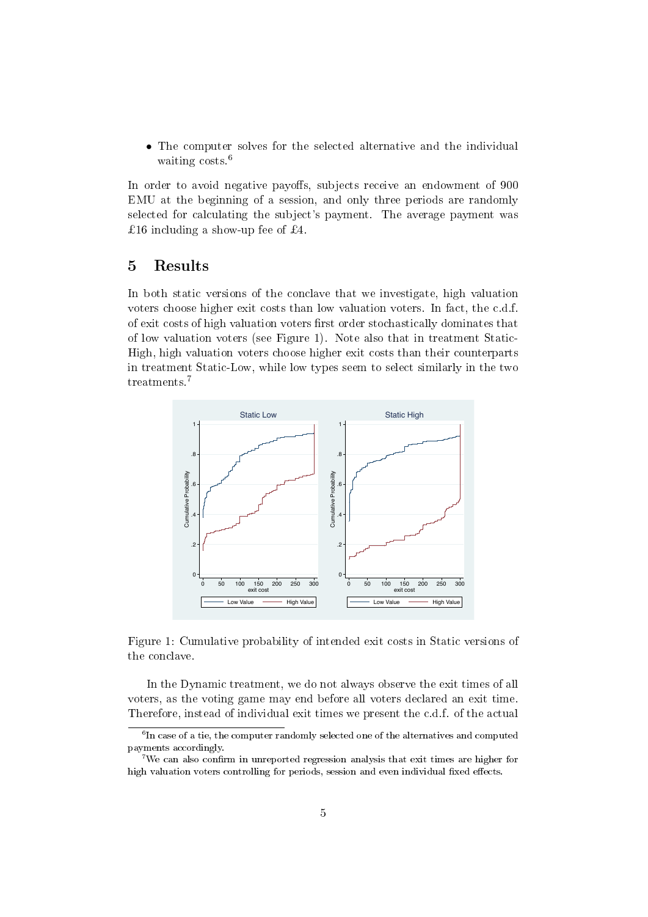- The computer solves for the selected alternative and the individual waiting costs.[6]

In order to avoid negative payoffs, subjects receive an endowment of 900 EMU at the beginning of a session, and only three periods are randomly selected for calculating the subject's payment. The average payment was £16 including a show-up fee of £4.

# 5 Results

In both static versions of the conclave that we investigate, high valuation voters choose higher exit costs than low valuation voters. In fact, the c.d.f. of exit costs of high valuation voters first order stochastically dominates that of low valuation voters (see Figure 1). Note also that in treatment Static-High, high valuation voters choose higher exit costs than their counterparts in treatment Static-Low, while low types seem to select similarly in the two treatments.[7]

Figure 1: Cumulative probability of intended exit costs in Static versions of the conclave.

In the Dynamic treatment, we do not always observe the exit times of all voters, as the voting game may end before all voters declared an exit time. Therefore, instead of individual exit times we present the c.d.f. of the actual

[6] In case of a tie, the computer randomly selected one of the alternatives and computed payments accordingly.

[7] We can also confirm in unreported regression analysis that exit times are higher for high valuation voters controlling for periods, session and even individual fixed effects.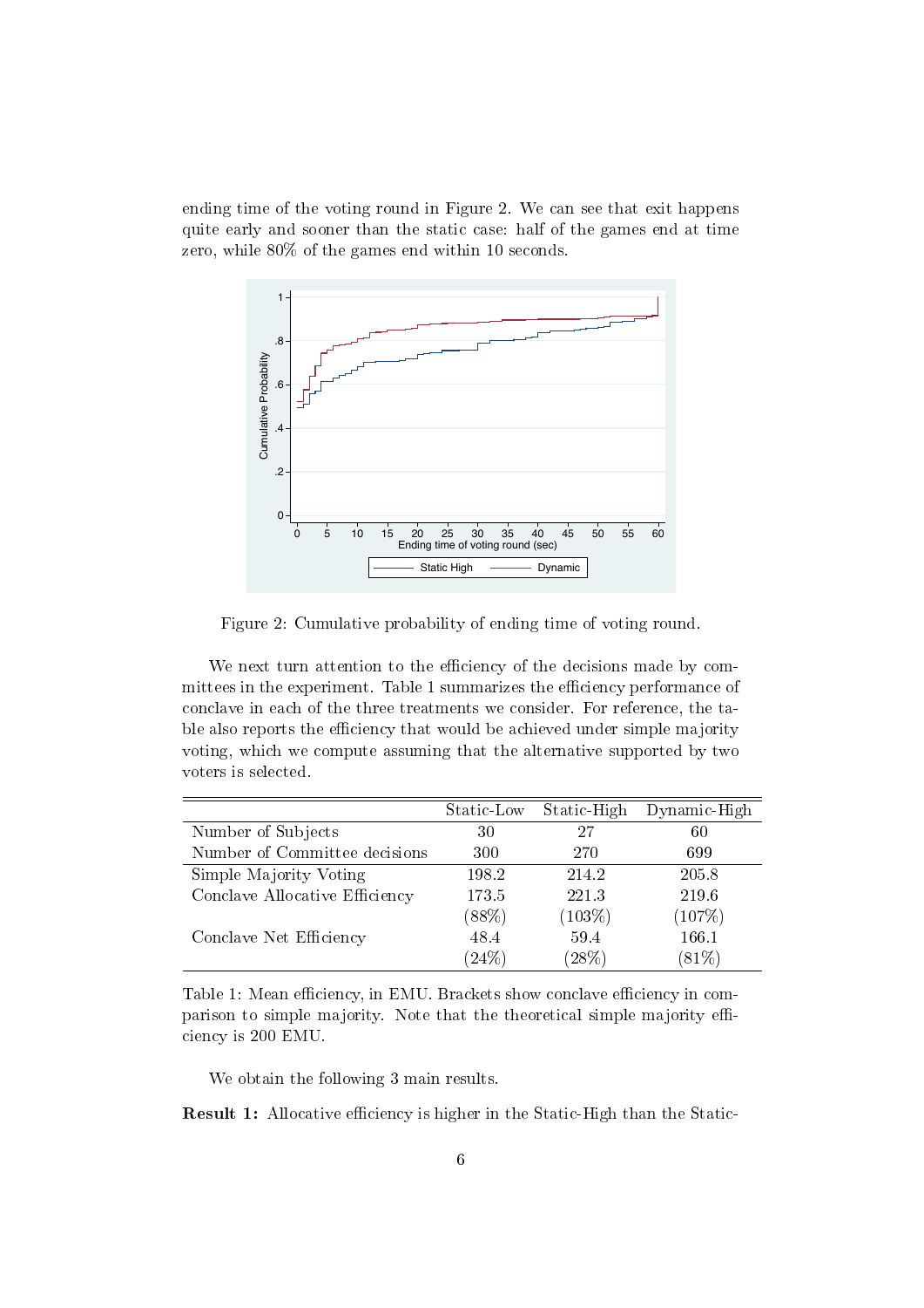ending time of the voting round in Figure 2. We can see that exit happens quite early and sooner than the static case: half of the games end at time zero, while 80% of the games end within 10 seconds.

Figure 2: Cumulative probability of ending time of voting round.

We next turn attention to the efficiency of the decisions made by committees in the experiment. Table 1 summarizes the efficiency performance of conclave in each of the three treatments we consider. For reference, the table also reports the efficiency that would be achieved under simple majority voting, which we compute assuming that the alternative supported by two voters is selected.

| | Static-Low | Static-High | Dynamic-High |
|---|---|---|---|
| Number of Subjects | 30 | 27 | 60 |
| Number of Committee decisions | 300 | 270 | 699 |
| Simple Majority Voting | 198.2 | 214.2 | 205.8 |
| Conclave Allocative Efficiency | 173.5 | 221.3 | 219.6 |
| | (88%) | (103%) | (107%) |
| Conclave Net Efficiency | 48.4 | 59.4 | 166.1 |
| | (24%) | (28%) | (81%) |

Table 1: Mean efficiency, in EMU. Brackets show conclave efficiency in comparison to simple majority. Note that the theoretical simple majority efficiency is 200 EMU.

We obtain the following 3 main results.

**Result 1:** Allocative efficiency is higher in the Static-High than the Static-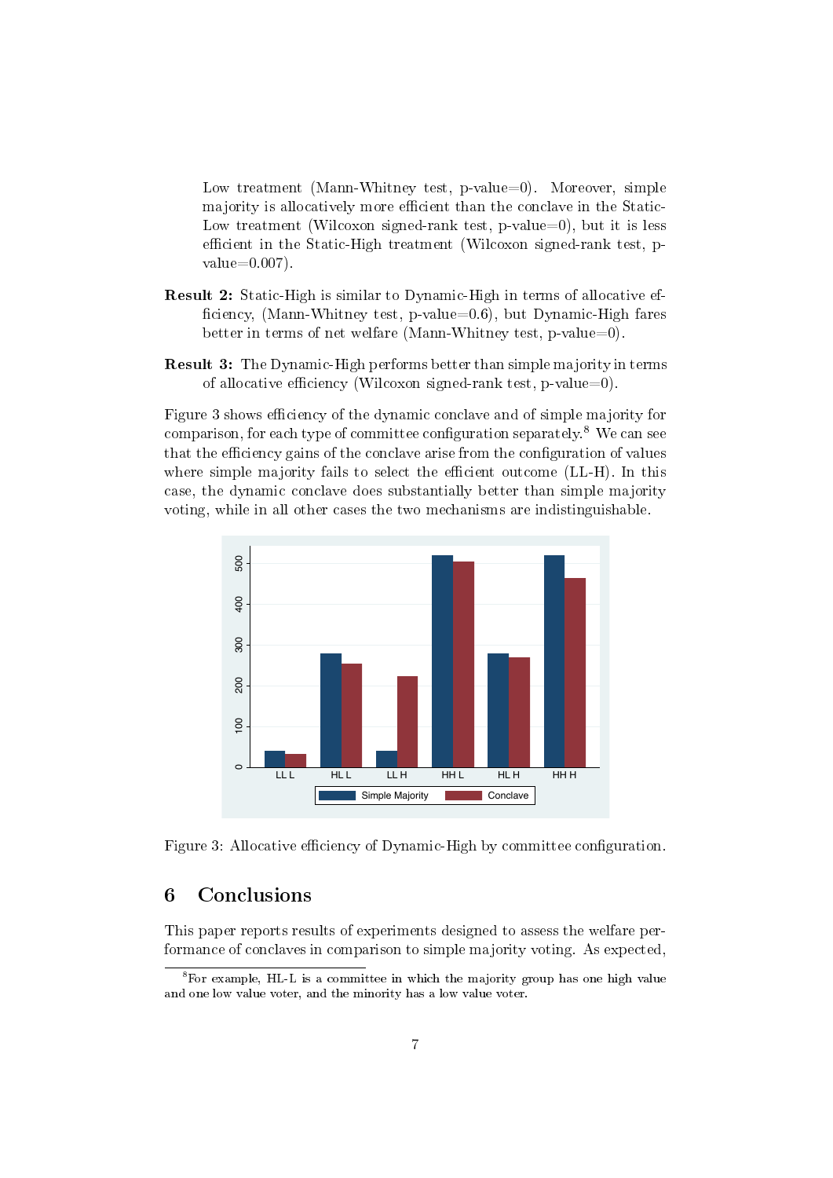Low treatment (Mann-Whitney test, p-value=0). Moreover, simple majority is allocatively more efficient than the conclave in the Static-Low treatment (Wilcoxon signed-rank test, p-value=0), but it is less efficient in the Static-High treatment (Wilcoxon signed-rank test, p-value=0.007).

**Result 2:** Static-High is similar to Dynamic-High in terms of allocative efficiency, (Mann-Whitney test, p-value=0.6), but Dynamic-High fares better in terms of net welfare (Mann-Whitney test, p-value=0).

**Result 3:** The Dynamic-High performs better than simple majority in terms of allocative efficiency (Wilcoxon signed-rank test, p-value=0).

Figure 3 shows efficiency of the dynamic conclave and of simple majority for comparison, for each type of committee configuration separately.[8] We can see that the efficiency gains of the conclave arise from the configuration of values where simple majority fails to select the efficient outcome (LL-H). In this case, the dynamic conclave does substantially better than simple majority voting, while in all other cases the two mechanisms are indistinguishable.

Figure 3: Allocative efficiency of Dynamic-High by committee configuration.

## 6 Conclusions

This paper reports results of experiments designed to assess the welfare performance of conclaves in comparison to simple majority voting. As expected,

[8] For example, HL-L is a committee in which the majority group has one high value and one low value voter, and the minority has a low value voter.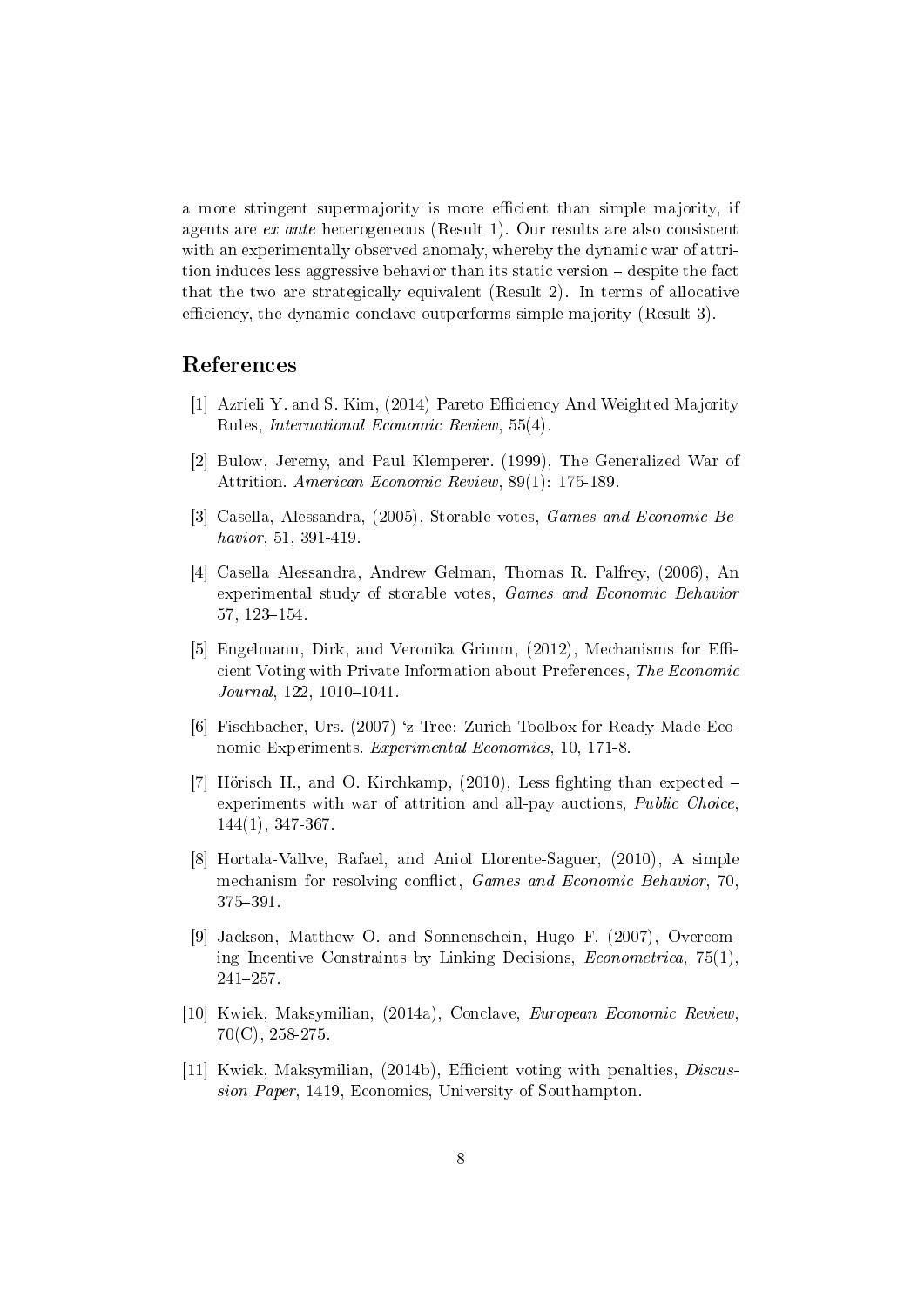a more stringent supermajority is more efficient than simple majority, if agents are *ex ante* heterogeneous (Result 1). Our results are also consistent with an experimentally observed anomaly, whereby the dynamic war of attrition induces less aggressive behavior than its static version – despite the fact that the two are strategically equivalent (Result 2). In terms of allocative efficiency, the dynamic conclave outperforms simple majority (Result 3).

# References

[1] Azrieli Y. and S. Kim, (2014) Pareto Efficiency And Weighted Majority Rules, *International Economic Review*, 55(4).

[2] Bulow, Jeremy, and Paul Klemperer. (1999), The Generalized War of Attrition. *American Economic Review*, 89(1): 175-189.

[3] Casella, Alessandra, (2005), Storable votes, *Games and Economic Behavior*, 51, 391-419.

[4] Casella Alessandra, Andrew Gelman, Thomas R. Palfrey, (2006), An experimental study of storable votes, *Games and Economic Behavior* 57, 123–154.

[5] Engelmann, Dirk, and Veronika Grimm, (2012), Mechanisms for Efficient Voting with Private Information about Preferences, *The Economic Journal*, 122, 1010–1041.

[6] Fischbacher, Urs. (2007) 'z-Tree: Zurich Toolbox for Ready-Made Economic Experiments. *Experimental Economics*, 10, 171-8.

[7] Hörisch H., and O. Kirchkamp, (2010), Less fighting than expected – experiments with war of attrition and all-pay auctions, *Public Choice*, 144(1), 347-367.

[8] Hortala-Vallve, Rafael, and Aniol Llorente-Saguer, (2010), A simple mechanism for resolving conflict, *Games and Economic Behavior*, 70, 375–391.

[9] Jackson, Matthew O. and Sonnenschein, Hugo F, (2007), Overcoming Incentive Constraints by Linking Decisions, *Econometrica*, 75(1), 241–257.

[10] Kwiek, Maksymilian, (2014a), Conclave, *European Economic Review*, 70(C), 258-275.

[11] Kwiek, Maksymilian, (2014b), Efficient voting with penalties, *Discussion Paper*, 1419, Economics, University of Southampton.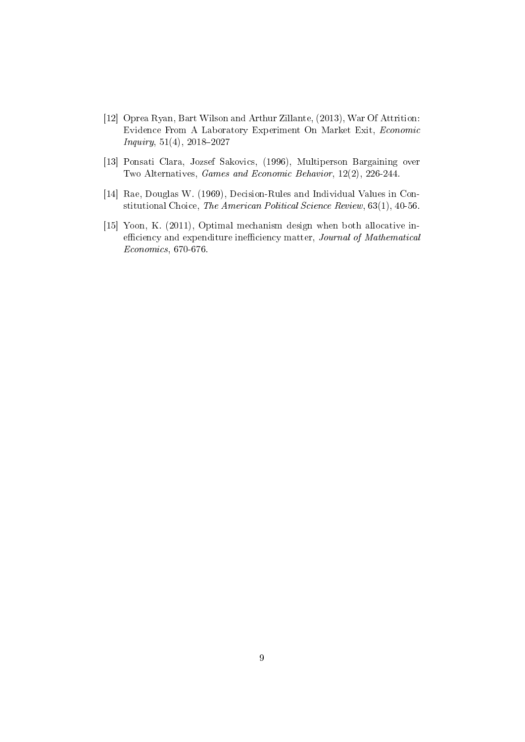[12] Oprea Ryan, Bart Wilson and Arthur Zillante, (2013), War Of Attrition: Evidence From A Laboratory Experiment On Market Exit, *Economic Inquiry*, 51(4), 2018–2027

[13] Ponsati Clara, Jozsef Sakovics, (1996), Multiperson Bargaining over Two Alternatives, *Games and Economic Behavior*, 12(2), 226-244.

[14] Rae, Douglas W. (1969), Decision-Rules and Individual Values in Constitutional Choice, *The American Political Science Review*, 63(1), 40-56.

[15] Yoon, K. (2011), Optimal mechanism design when both allocative inefficiency and expenditure inefficiency matter, *Journal of Mathematical Economics*, 670-676.